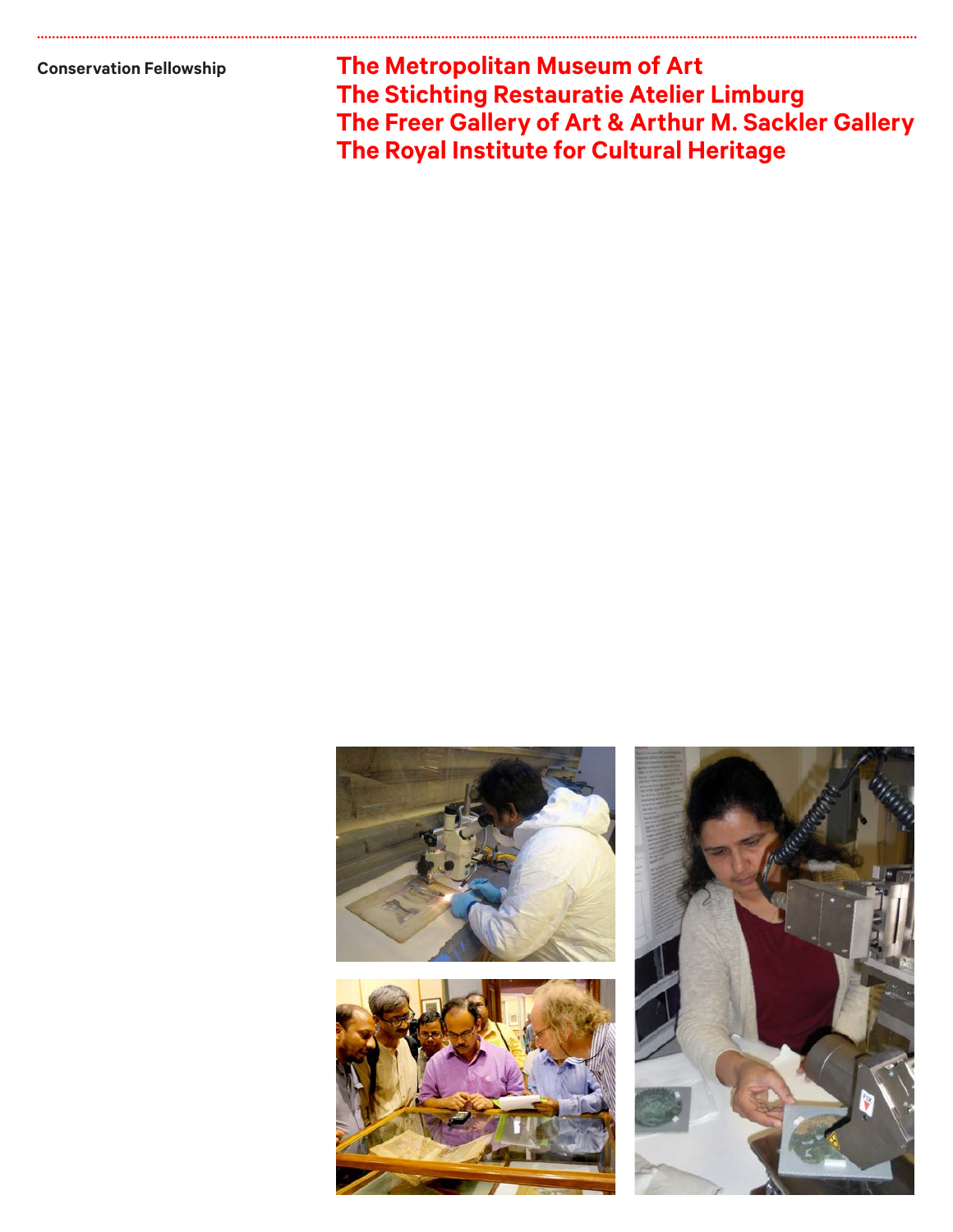Conservation Fellowship

# The Metropolitan Museum of Art
# The Stichting Restauratie Atelier Limburg
# The Freer Gallery of Art & Arthur M. Sackler Gallery
# The Royal Institute for Cultural Heritage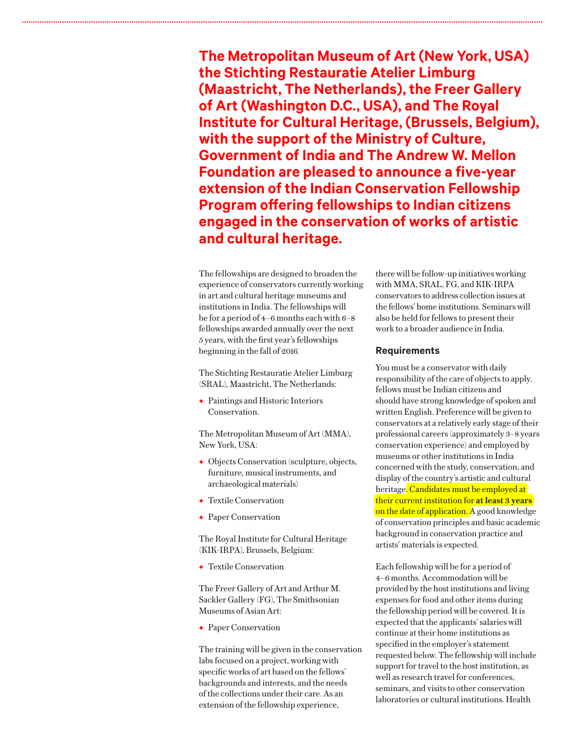**The Metropolitan Museum of Art (New York, USA) the Stichting Restauratie Atelier Limburg (Maastricht, The Netherlands), the Freer Gallery of Art (Washington D.C., USA), and The Royal Institute for Cultural Heritage, (Brussels, Belgium), with the support of the Ministry of Culture, Government of India and The Andrew W. Mellon Foundation are pleased to announce a five-year extension of the Indian Conservation Fellowship Program offering fellowships to Indian citizens engaged in the conservation of works of artistic and cultural heritage.**

The fellowships are designed to broaden the experience of conservators currently working in art and cultural heritage museums and institutions in India. The fellowships will be for a period of 4–6 months each with 6–8 fellowships awarded annually over the next 5 years, with the first year's fellowships beginning in the fall of 2016.

The Stichting Restauratie Atelier Limburg (SRAL), Maastricht, The Netherlands:

- Paintings and Historic Interiors Conservation.

The Metropolitan Museum of Art (MMA), New York, USA:

- Objects Conservation (sculpture, objects, furniture, musical instruments, and archaeological materials)
- Textile Conservation
- Paper Conservation

The Royal Institute for Cultural Heritage (KIK-IRPA), Brussels, Belgium:

- Textile Conservation

The Freer Gallery of Art and Arthur M. Sackler Gallery (FG), The Smithsonian Museums of Asian Art:

- Paper Conservation

The training will be given in the conservation labs focused on a project, working with specific works of art based on the fellows' backgrounds and interests, and the needs of the collections under their care. As an extension of the fellowship experience, there will be follow-up initiatives working with MMA, SRAL, FG, and KIK-IRPA conservators to address collection issues at the fellows' home institutions. Seminars will also be held for fellows to present their work to a broader audience in India.

### Requirements

You must be a conservator with daily responsibility of the care of objects to apply. fellows must be Indian citizens and should have strong knowledge of spoken and written English. Preference will be given to conservators at a relatively early stage of their professional careers (approximately 3–8 years conservation experience) and employed by museums or other institutions in India concerned with the study, conservation, and display of the country's artistic and cultural heritage. Candidates must be employed at their current institution for **at least 3 years** on the date of application. A good knowledge of conservation principles and basic academic background in conservation practice and artists' materials is expected.

Each fellowship will be for a period of 4–6 months. Accommodation will be provided by the host institutions and living expenses for food and other items during the fellowship period will be covered. It is expected that the applicants' salaries will continue at their home institutions as specified in the employer's statement requested below. The fellowship will include support for travel to the host institution, as well as research travel for conferences, seminars, and visits to other conservation laboratories or cultural institutions. Health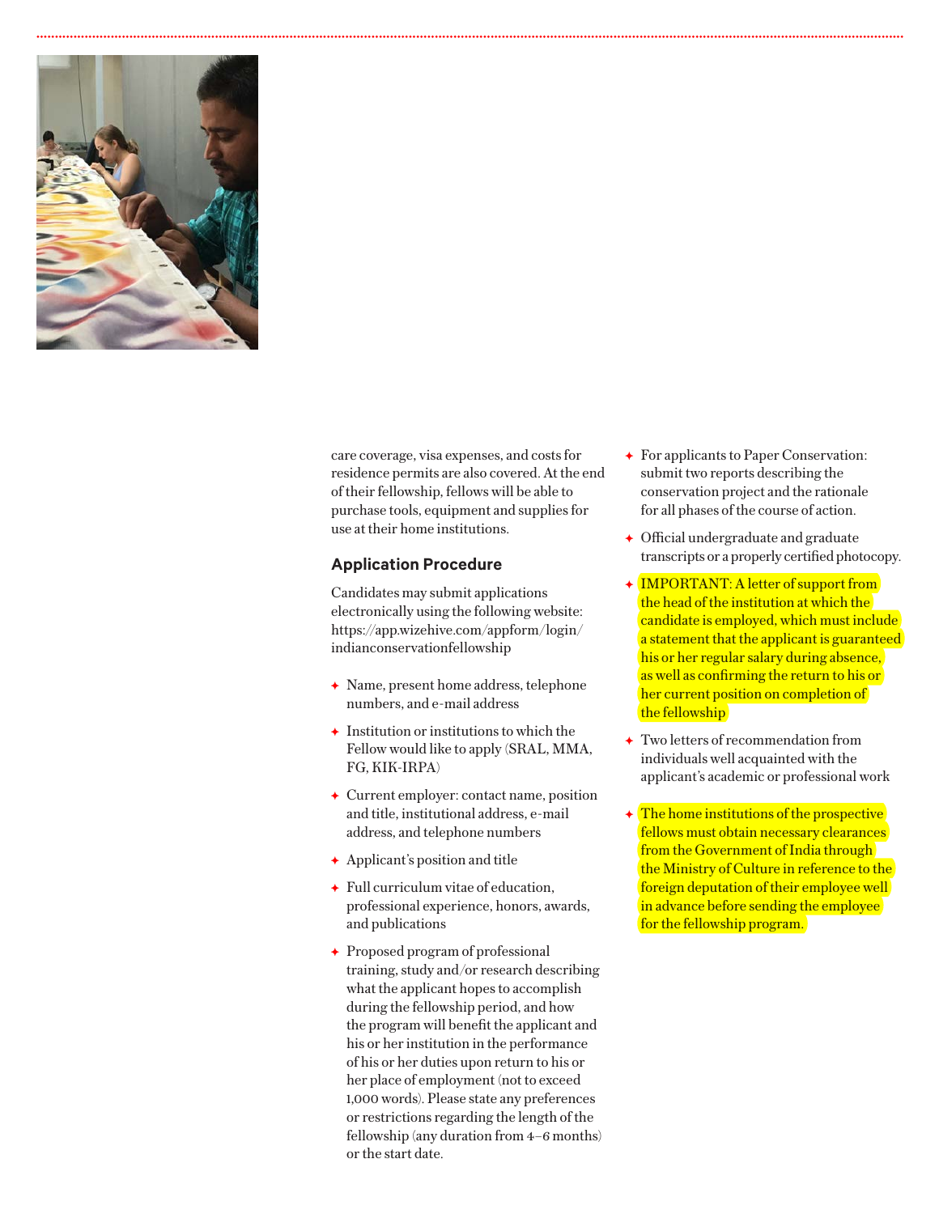care coverage, visa expenses, and costs for residence permits are also covered. At the end of their fellowship, fellows will be able to purchase tools, equipment and supplies for use at their home institutions.

## Application Procedure

Candidates may submit applications electronically using the following website: https://app.wizehive.com/appform/login/indianconservationfellowship

- Name, present home address, telephone numbers, and e-mail address
- Institution or institutions to which the Fellow would like to apply (SRAL, MMA, FG, KIK-IRPA)
- Current employer: contact name, position and title, institutional address, e-mail address, and telephone numbers
- Applicant's position and title
- Full curriculum vitae of education, professional experience, honors, awards, and publications
- Proposed program of professional training, study and/or research describing what the applicant hopes to accomplish during the fellowship period, and how the program will benefit the applicant and his or her institution in the performance of his or her duties upon return to his or her place of employment (not to exceed 1,000 words). Please state any preferences or restrictions regarding the length of the fellowship (any duration from 4–6 months) or the start date.
- For applicants to Paper Conservation: submit two reports describing the conservation project and the rationale for all phases of the course of action.
- Official undergraduate and graduate transcripts or a properly certified photocopy.
- IMPORTANT: A letter of support from the head of the institution at which the candidate is employed, which must include a statement that the applicant is guaranteed his or her regular salary during absence, as well as confirming the return to his or her current position on completion of the fellowship
- Two letters of recommendation from individuals well acquainted with the applicant's academic or professional work
- The home institutions of the prospective fellows must obtain necessary clearances from the Government of India through the Ministry of Culture in reference to the foreign deputation of their employee well in advance before sending the employee for the fellowship program.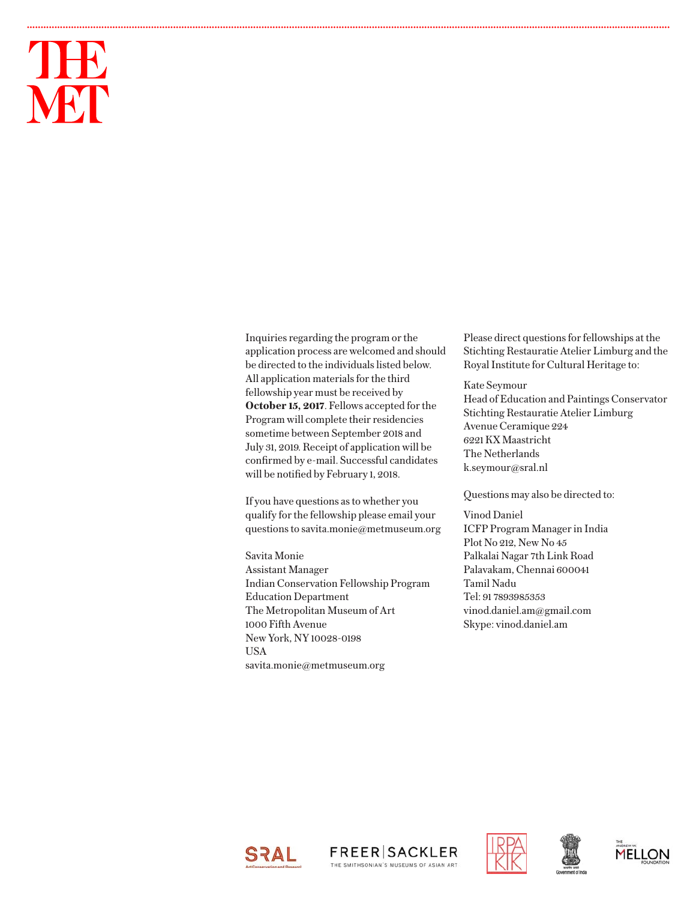Inquiries regarding the program or the application process are welcomed and should be directed to the individuals listed below. All application materials for the third fellowship year must be received by **October 15, 2017**. Fellows accepted for the Program will complete their residencies sometime between September 2018 and July 31, 2019. Receipt of application will be confirmed by e-mail. Successful candidates will be notified by February 1, 2018.

If you have questions as to whether you qualify for the fellowship please email your questions to savita.monie@metmuseum.org

Savita Monie
Assistant Manager
Indian Conservation Fellowship Program
Education Department
The Metropolitan Museum of Art
1000 Fifth Avenue
New York, NY 10028-0198
USA
savita.monie@metmuseum.org

Please direct questions for fellowships at the Stichting Restauratie Atelier Limburg and the Royal Institute for Cultural Heritage to:

Kate Seymour
Head of Education and Paintings Conservator
Stichting Restauratie Atelier Limburg
Avenue Ceramique 224
6221 KX Maastricht
The Netherlands
k.seymour@sral.nl

Questions may also be directed to:

Vinod Daniel
ICFP Program Manager in India
Plot No 212, New No 45
Palkalai Nagar 7th Link Road
Palavakam, Chennai 600041
Tamil Nadu
Tel: 91 7893985353
vinod.daniel.am@gmail.com
Skype: vinod.daniel.am